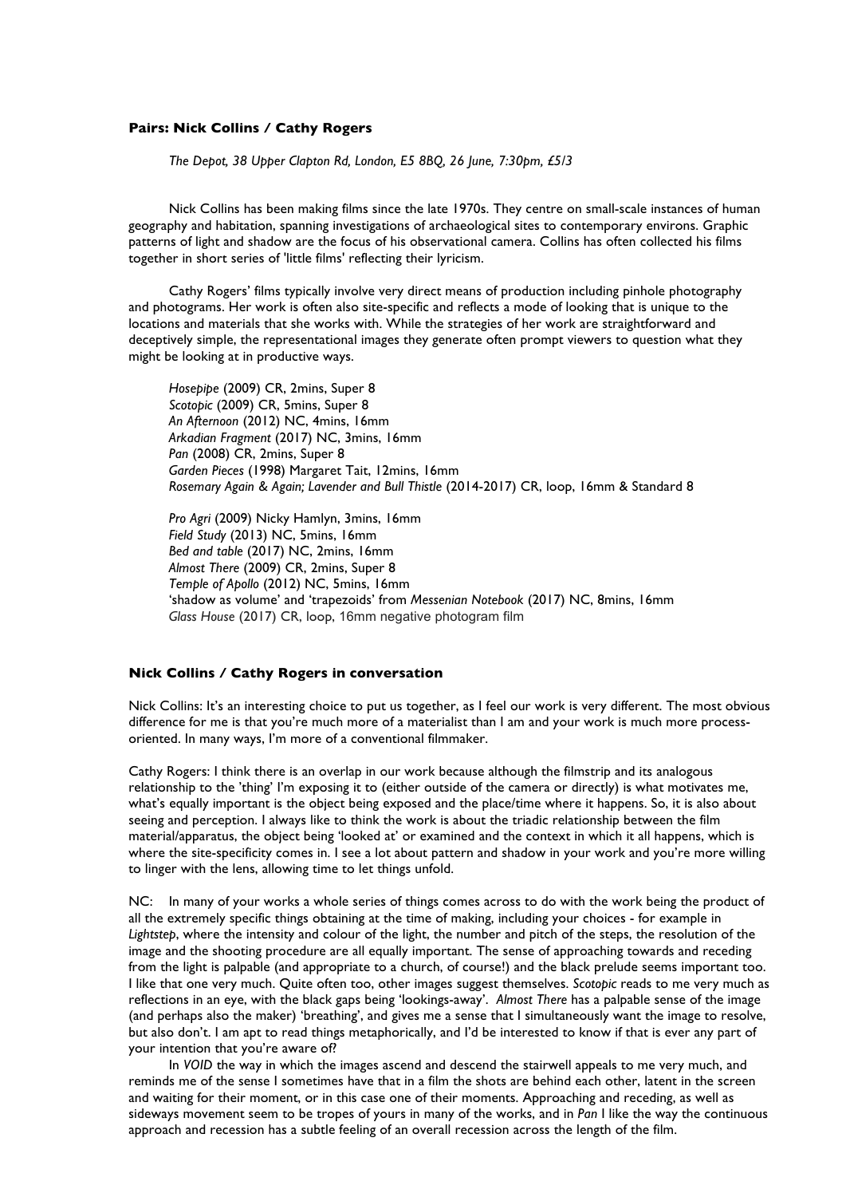### **Pairs: Nick Collins / Cathy Rogers**

*The Depot, 38 Upper Clapton Rd, London, E5 8BQ, 26 June, 7:30pm, £5/3*

Nick Collins has been making films since the late 1970s. They centre on small-scale instances of human geography and habitation, spanning investigations of archaeological sites to contemporary environs. Graphic patterns of light and shadow are the focus of his observational camera. Collins has often collected his films together in short series of 'little films' reflecting their lyricism.

Cathy Rogers' films typically involve very direct means of production including pinhole photography and photograms. Her work is often also site-specific and reflects a mode of looking that is unique to the locations and materials that she works with. While the strategies of her work are straightforward and deceptively simple, the representational images they generate often prompt viewers to question what they might be looking at in productive ways.

*Hosepipe* (2009) CR, 2mins, Super 8
*Scotopic* (2009) CR, 5mins, Super 8
*An Afternoon* (2012) NC, 4mins, 16mm
*Arkadian Fragment* (2017) NC, 3mins, 16mm
*Pan* (2008) CR, 2mins, Super 8
*Garden Pieces* (1998) Margaret Tait, 12mins, 16mm
*Rosemary Again & Again; Lavender and Bull Thistle* (2014-2017) CR, loop, 16mm & Standard 8

*Pro Agri* (2009) Nicky Hamlyn, 3mins, 16mm
*Field Study* (2013) NC, 5mins, 16mm
*Bed and table* (2017) NC, 2mins, 16mm
*Almost There* (2009) CR, 2mins, Super 8
*Temple of Apollo* (2012) NC, 5mins, 16mm
'shadow as volume' and 'trapezoids' from *Messenian Notebook* (2017) NC, 8mins, 16mm
*Glass House* (2017) CR, loop, 16mm negative photogram film

### **Nick Collins / Cathy Rogers in conversation**

Nick Collins: It's an interesting choice to put us together, as I feel our work is very different. The most obvious difference for me is that you're much more of a materialist than I am and your work is much more process-oriented. In many ways, I'm more of a conventional filmmaker.

Cathy Rogers: I think there is an overlap in our work because although the filmstrip and its analogous relationship to the 'thing' I'm exposing it to (either outside of the camera or directly) is what motivates me, what's equally important is the object being exposed and the place/time where it happens. So, it is also about seeing and perception. I always like to think the work is about the triadic relationship between the film material/apparatus, the object being 'looked at' or examined and the context in which it all happens, which is where the site-specificity comes in. I see a lot about pattern and shadow in your work and you're more willing to linger with the lens, allowing time to let things unfold.

NC: In many of your works a whole series of things comes across to do with the work being the product of all the extremely specific things obtaining at the time of making, including your choices - for example in *Lightstep*, where the intensity and colour of the light, the number and pitch of the steps, the resolution of the image and the shooting procedure are all equally important. The sense of approaching towards and receding from the light is palpable (and appropriate to a church, of course!) and the black prelude seems important too. I like that one very much. Quite often too, other images suggest themselves. *Scotopic* reads to me very much as reflections in an eye, with the black gaps being 'lookings-away'. *Almost There* has a palpable sense of the image (and perhaps also the maker) 'breathing', and gives me a sense that I simultaneously want the image to resolve, but also don't. I am apt to read things metaphorically, and I'd be interested to know if that is ever any part of your intention that you're aware of?

In *VOID* the way in which the images ascend and descend the stairwell appeals to me very much, and reminds me of the sense I sometimes have that in a film the shots are behind each other, latent in the screen and waiting for their moment, or in this case one of their moments. Approaching and receding, as well as sideways movement seem to be tropes of yours in many of the works, and in *Pan* I like the way the continuous approach and recession has a subtle feeling of an overall recession across the length of the film.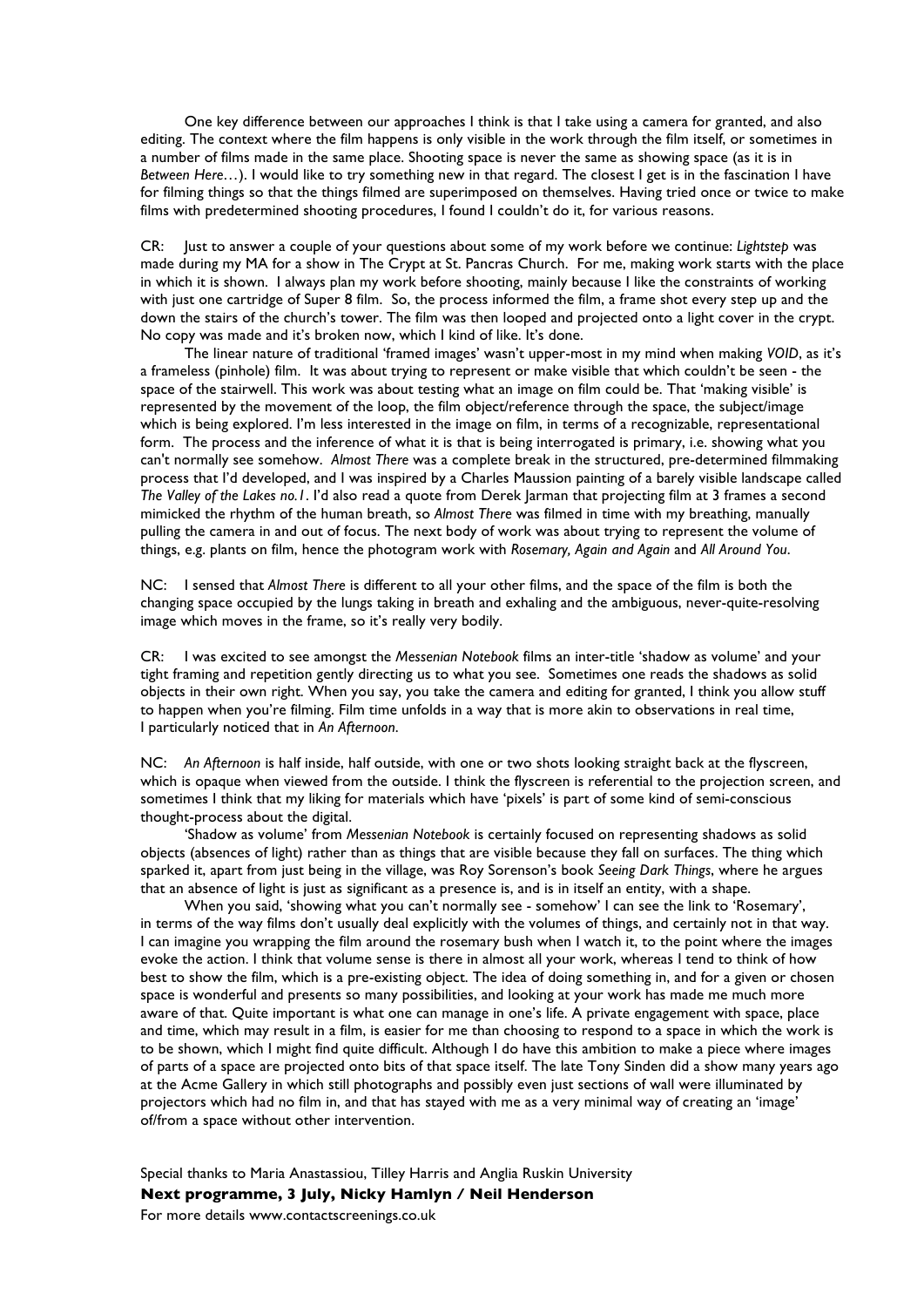One key difference between our approaches I think is that I take using a camera for granted, and also editing. The context where the film happens is only visible in the work through the film itself, or sometimes in a number of films made in the same place. Shooting space is never the same as showing space (as it is in *Between Here*…). I would like to try something new in that regard. The closest I get is in the fascination I have for filming things so that the things filmed are superimposed on themselves. Having tried once or twice to make films with predetermined shooting procedures, I found I couldn't do it, for various reasons.

CR: Just to answer a couple of your questions about some of my work before we continue: *Lightstep* was made during my MA for a show in The Crypt at St. Pancras Church. For me, making work starts with the place in which it is shown. I always plan my work before shooting, mainly because I like the constraints of working with just one cartridge of Super 8 film. So, the process informed the film, a frame shot every step up and the down the stairs of the church's tower. The film was then looped and projected onto a light cover in the crypt. No copy was made and it's broken now, which I kind of like. It's done.

The linear nature of traditional 'framed images' wasn't upper-most in my mind when making *VOID*, as it's a frameless (pinhole) film. It was about trying to represent or make visible that which couldn't be seen - the space of the stairwell. This work was about testing what an image on film could be. That 'making visible' is represented by the movement of the loop, the film object/reference through the space, the subject/image which is being explored. I'm less interested in the image on film, in terms of a recognizable, representational form. The process and the inference of what it is that is being interrogated is primary, i.e. showing what you can't normally see somehow. *Almost There* was a complete break in the structured, pre-determined filmmaking process that I'd developed, and I was inspired by a Charles Maussion painting of a barely visible landscape called *The Valley of the Lakes no.1*. I'd also read a quote from Derek Jarman that projecting film at 3 frames a second mimicked the rhythm of the human breath, so *Almost There* was filmed in time with my breathing, manually pulling the camera in and out of focus. The next body of work was about trying to represent the volume of things, e.g. plants on film, hence the photogram work with *Rosemary, Again and Again* and *All Around You*.

NC: I sensed that *Almost There* is different to all your other films, and the space of the film is both the changing space occupied by the lungs taking in breath and exhaling and the ambiguous, never-quite-resolving image which moves in the frame, so it's really very bodily.

CR: I was excited to see amongst the *Messenian Notebook* films an inter-title 'shadow as volume' and your tight framing and repetition gently directing us to what you see. Sometimes one reads the shadows as solid objects in their own right. When you say, you take the camera and editing for granted, I think you allow stuff to happen when you're filming. Film time unfolds in a way that is more akin to observations in real time, I particularly noticed that in *An Afternoon*.

NC: *An Afternoon* is half inside, half outside, with one or two shots looking straight back at the flyscreen, which is opaque when viewed from the outside. I think the flyscreen is referential to the projection screen, and sometimes I think that my liking for materials which have 'pixels' is part of some kind of semi-conscious thought-process about the digital.

'Shadow as volume' from *Messenian Notebook* is certainly focused on representing shadows as solid objects (absences of light) rather than as things that are visible because they fall on surfaces. The thing which sparked it, apart from just being in the village, was Roy Sorenson's book *Seeing Dark Things*, where he argues that an absence of light is just as significant as a presence is, and is in itself an entity, with a shape.

When you said, 'showing what you can't normally see - somehow' I can see the link to 'Rosemary', in terms of the way films don't usually deal explicitly with the volumes of things, and certainly not in that way. I can imagine you wrapping the film around the rosemary bush when I watch it, to the point where the images evoke the action. I think that volume sense is there in almost all your work, whereas I tend to think of how best to show the film, which is a pre-existing object. The idea of doing something in, and for a given or chosen space is wonderful and presents so many possibilities, and looking at your work has made me much more aware of that. Quite important is what one can manage in one's life. A private engagement with space, place and time, which may result in a film, is easier for me than choosing to respond to a space in which the work is to be shown, which I might find quite difficult. Although I do have this ambition to make a piece where images of parts of a space are projected onto bits of that space itself. The late Tony Sinden did a show many years ago at the Acme Gallery in which still photographs and possibly even just sections of wall were illuminated by projectors which had no film in, and that has stayed with me as a very minimal way of creating an 'image' of/from a space without other intervention.

Special thanks to Maria Anastassiou, Tilley Harris and Anglia Ruskin University

**Next programme, 3 July, Nicky Hamlyn / Neil Henderson**

For more details www.contactscreenings.co.uk